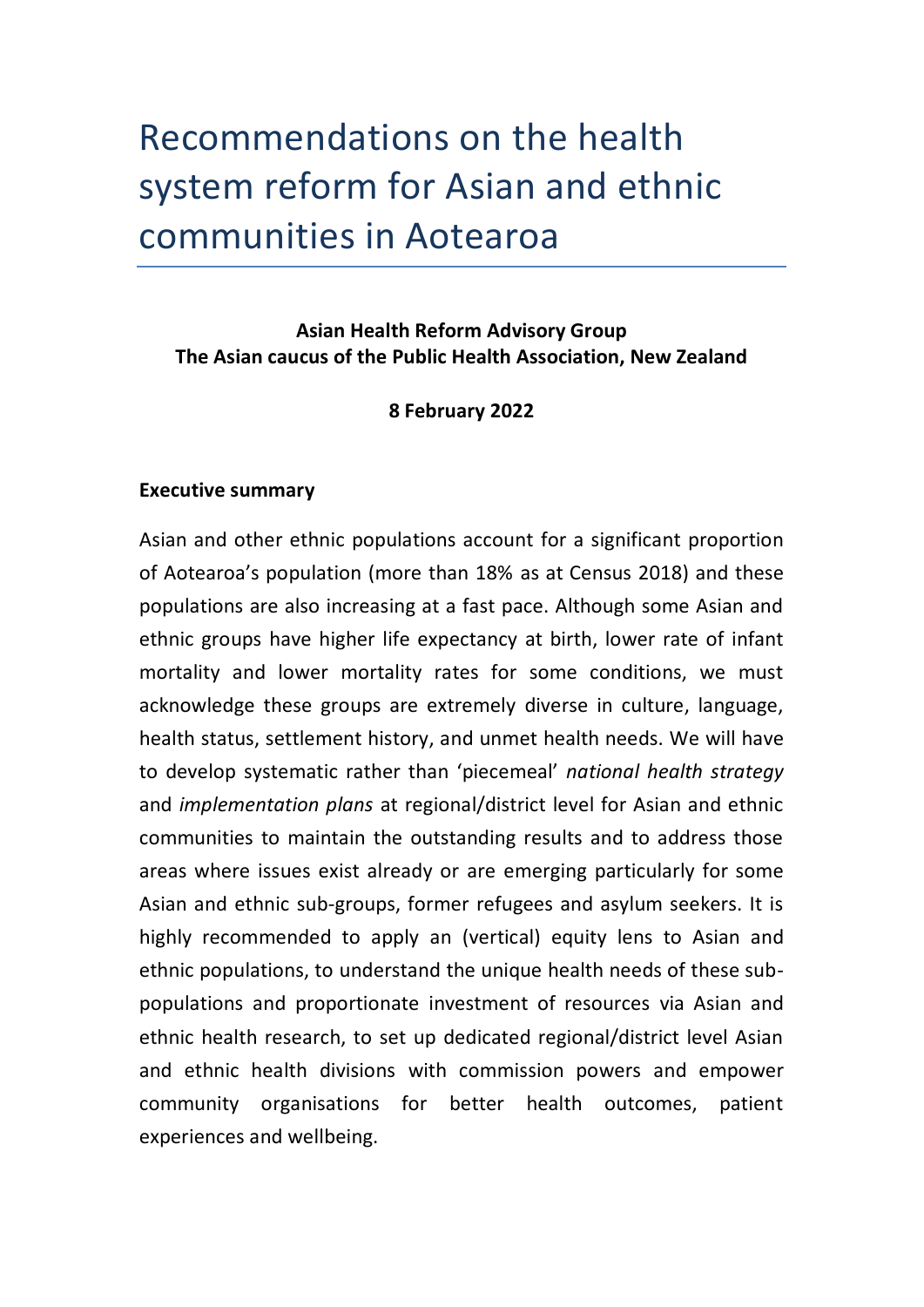# Recommendations on the health system reform for Asian and ethnic communities in Aotearoa

**Asian Health Reform Advisory Group**
**The Asian caucus of the Public Health Association, New Zealand**

**8 February 2022**

**Executive summary**

Asian and other ethnic populations account for a significant proportion of Aotearoa's population (more than 18% as at Census 2018) and these populations are also increasing at a fast pace. Although some Asian and ethnic groups have higher life expectancy at birth, lower rate of infant mortality and lower mortality rates for some conditions, we must acknowledge these groups are extremely diverse in culture, language, health status, settlement history, and unmet health needs. We will have to develop systematic rather than 'piecemeal' *national health strategy* and *implementation plans* at regional/district level for Asian and ethnic communities to maintain the outstanding results and to address those areas where issues exist already or are emerging particularly for some Asian and ethnic sub-groups, former refugees and asylum seekers. It is highly recommended to apply an (vertical) equity lens to Asian and ethnic populations, to understand the unique health needs of these sub-populations and proportionate investment of resources via Asian and ethnic health research, to set up dedicated regional/district level Asian and ethnic health divisions with commission powers and empower community organisations for better health outcomes, patient experiences and wellbeing.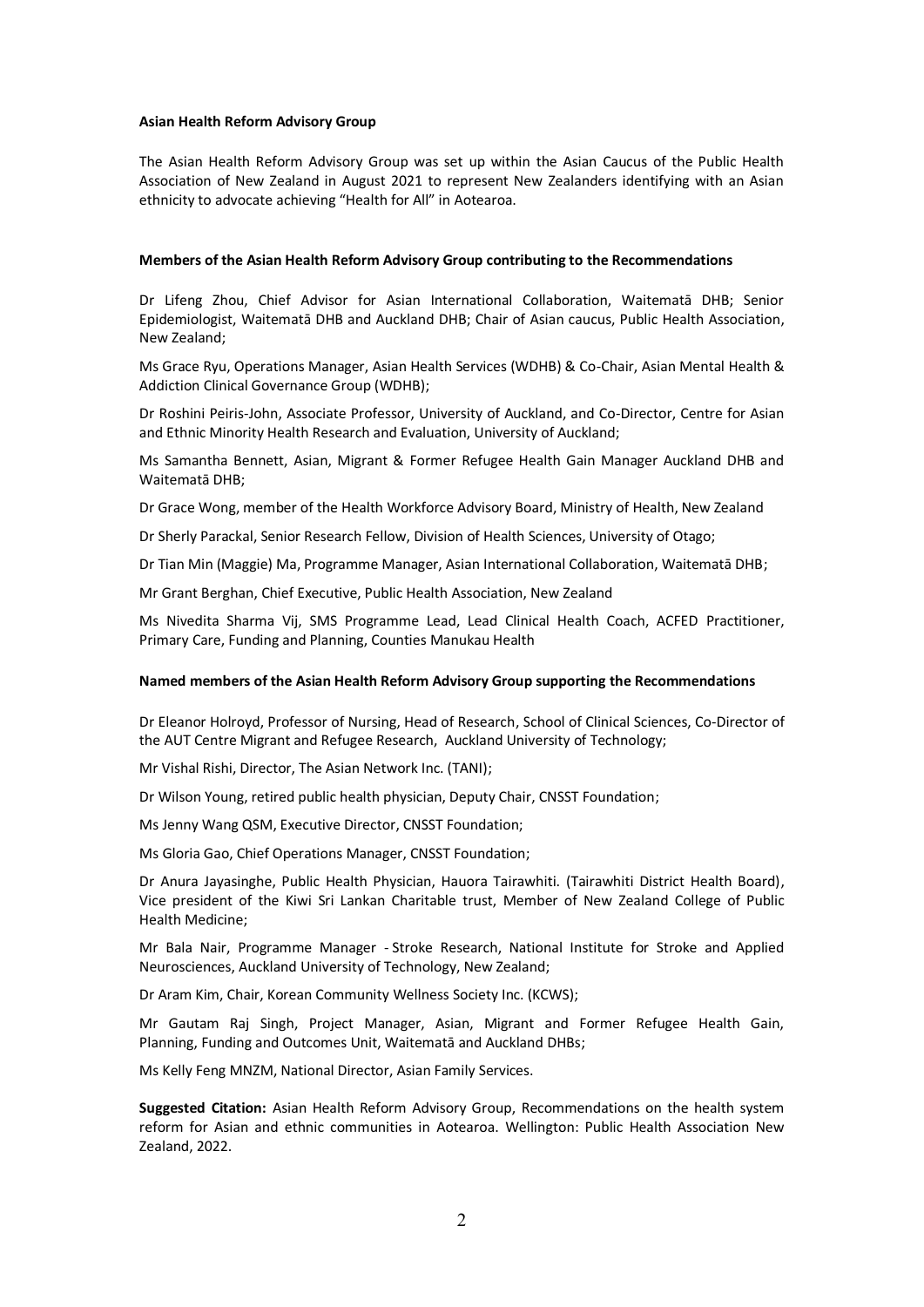**Asian Health Reform Advisory Group**

The Asian Health Reform Advisory Group was set up within the Asian Caucus of the Public Health Association of New Zealand in August 2021 to represent New Zealanders identifying with an Asian ethnicity to advocate achieving "Health for All" in Aotearoa.

**Members of the Asian Health Reform Advisory Group contributing to the Recommendations**

Dr Lifeng Zhou, Chief Advisor for Asian International Collaboration, Waitematā DHB; Senior Epidemiologist, Waitematā DHB and Auckland DHB; Chair of Asian caucus, Public Health Association, New Zealand;

Ms Grace Ryu, Operations Manager, Asian Health Services (WDHB) & Co-Chair, Asian Mental Health & Addiction Clinical Governance Group (WDHB);

Dr Roshini Peiris-John, Associate Professor, University of Auckland, and Co-Director, Centre for Asian and Ethnic Minority Health Research and Evaluation, University of Auckland;

Ms Samantha Bennett, Asian, Migrant & Former Refugee Health Gain Manager Auckland DHB and Waitematā DHB;

Dr Grace Wong, member of the Health Workforce Advisory Board, Ministry of Health, New Zealand

Dr Sherly Parackal, Senior Research Fellow, Division of Health Sciences, University of Otago;

Dr Tian Min (Maggie) Ma, Programme Manager, Asian International Collaboration, Waitematā DHB;

Mr Grant Berghan, Chief Executive, Public Health Association, New Zealand

Ms Nivedita Sharma Vij, SMS Programme Lead, Lead Clinical Health Coach, ACFED Practitioner, Primary Care, Funding and Planning, Counties Manukau Health

**Named members of the Asian Health Reform Advisory Group supporting the Recommendations**

Dr Eleanor Holroyd, Professor of Nursing, Head of Research, School of Clinical Sciences, Co-Director of the AUT Centre Migrant and Refugee Research, Auckland University of Technology;

Mr Vishal Rishi, Director, The Asian Network Inc. (TANI);

Dr Wilson Young, retired public health physician, Deputy Chair, CNSST Foundation;

Ms Jenny Wang QSM, Executive Director, CNSST Foundation;

Ms Gloria Gao, Chief Operations Manager, CNSST Foundation;

Dr Anura Jayasinghe, Public Health Physician, Hauora Tairawhiti. (Tairawhiti District Health Board), Vice president of the Kiwi Sri Lankan Charitable trust, Member of New Zealand College of Public Health Medicine;

Mr Bala Nair, Programme Manager - Stroke Research, National Institute for Stroke and Applied Neurosciences, Auckland University of Technology, New Zealand;

Dr Aram Kim, Chair, Korean Community Wellness Society Inc. (KCWS);

Mr Gautam Raj Singh, Project Manager, Asian, Migrant and Former Refugee Health Gain, Planning, Funding and Outcomes Unit, Waitematā and Auckland DHBs;

Ms Kelly Feng MNZM, National Director, Asian Family Services.

**Suggested Citation:** Asian Health Reform Advisory Group, Recommendations on the health system reform for Asian and ethnic communities in Aotearoa. Wellington: Public Health Association New Zealand, 2022.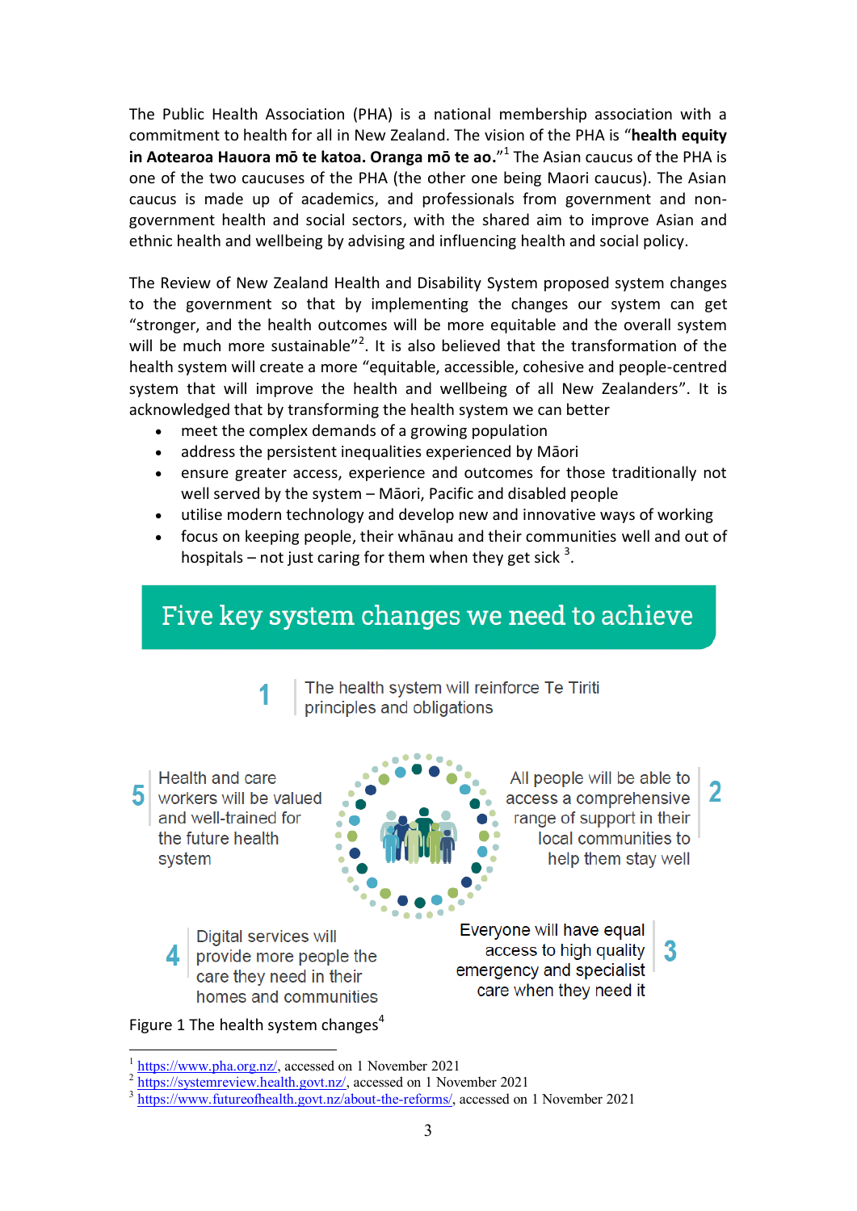The Public Health Association (PHA) is a national membership association with a commitment to health for all in New Zealand. The vision of the PHA is "**health equity in Aotearoa Hauora mō te katoa. Oranga mō te ao.**"[1] The Asian caucus of the PHA is one of the two caucuses of the PHA (the other one being Maori caucus). The Asian caucus is made up of academics, and professionals from government and non-government health and social sectors, with the shared aim to improve Asian and ethnic health and wellbeing by advising and influencing health and social policy.

The Review of New Zealand Health and Disability System proposed system changes to the government so that by implementing the changes our system can get "stronger, and the health outcomes will be more equitable and the overall system will be much more sustainable"[2]. It is also believed that the transformation of the health system will create a more "equitable, accessible, cohesive and people-centred system that will improve the health and wellbeing of all New Zealanders". It is acknowledged that by transforming the health system we can better

- meet the complex demands of a growing population
- address the persistent inequalities experienced by Māori
- ensure greater access, experience and outcomes for those traditionally not well served by the system – Māori, Pacific and disabled people
- utilise modern technology and develop new and innovative ways of working
- focus on keeping people, their whānau and their communities well and out of hospitals – not just caring for them when they get sick [3].

**Five key system changes we need to achieve**

1. The health system will reinforce Te Tiriti principles and obligations
2. All people will be able to access a comprehensive range of support in their local communities to help them stay well
3. Everyone will have equal access to high quality emergency and specialist care when they need it
4. Digital services will provide more people the care they need in their homes and communities
5. Health and care workers will be valued and well-trained for the future health system

Figure 1 The health system changes[4]

---

[1] https://www.pha.org.nz/, accessed on 1 November 2021
[2] https://systemreview.health.govt.nz/, accessed on 1 November 2021
[3] https://www.futureofhealth.govt.nz/about-the-reforms/, accessed on 1 November 2021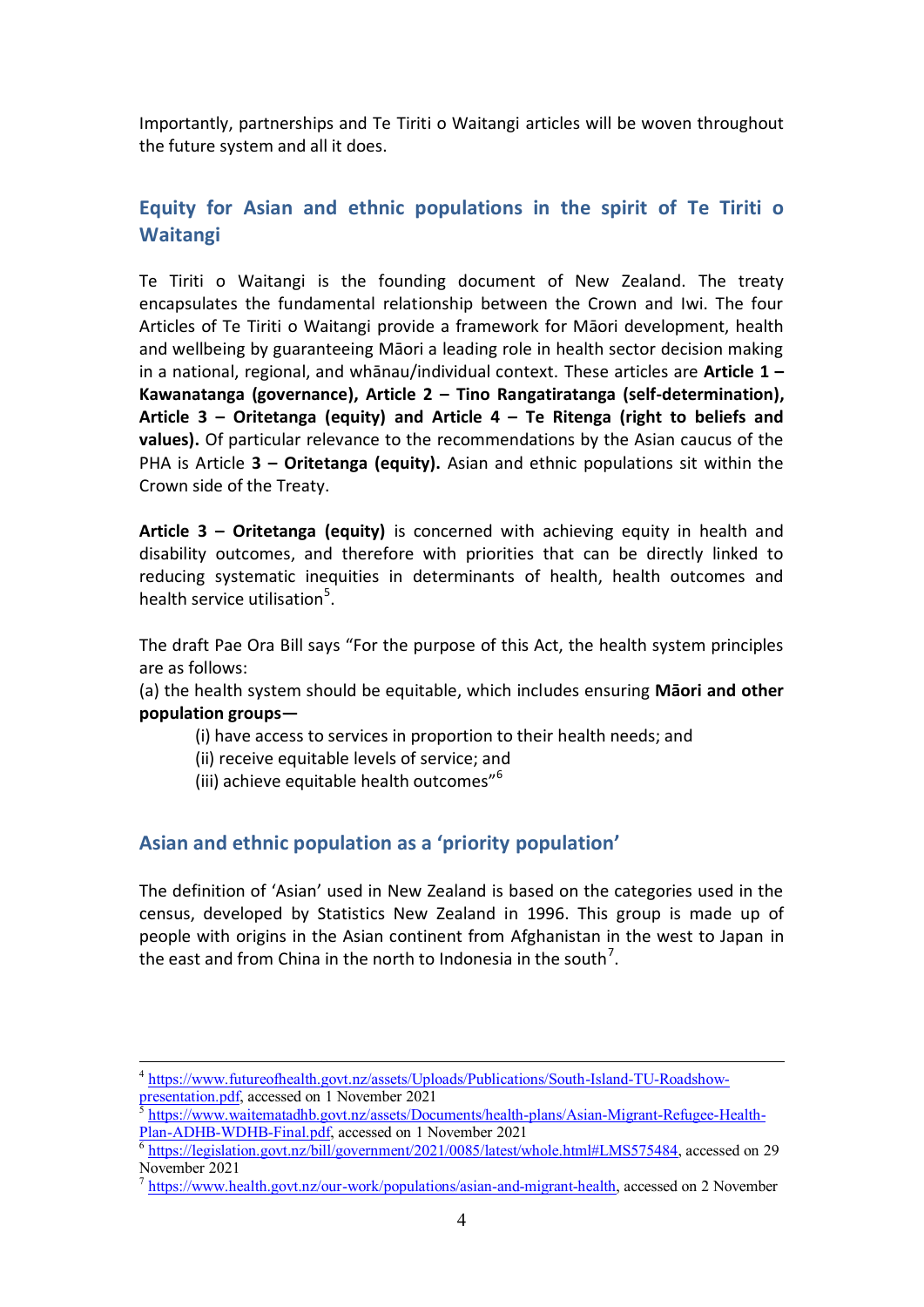Importantly, partnerships and Te Tiriti o Waitangi articles will be woven throughout the future system and all it does.

## Equity for Asian and ethnic populations in the spirit of Te Tiriti o Waitangi

Te Tiriti o Waitangi is the founding document of New Zealand. The treaty encapsulates the fundamental relationship between the Crown and Iwi. The four Articles of Te Tiriti o Waitangi provide a framework for Māori development, health and wellbeing by guaranteeing Māori a leading role in health sector decision making in a national, regional, and whānau/individual context. These articles are **Article 1 – Kawanatanga (governance), Article 2 – Tino Rangatiratanga (self-determination), Article 3 – Oritetanga (equity) and Article 4 – Te Ritenga (right to beliefs and values).** Of particular relevance to the recommendations by the Asian caucus of the PHA is Article **3 – Oritetanga (equity).** Asian and ethnic populations sit within the Crown side of the Treaty.

**Article 3 – Oritetanga (equity)** is concerned with achieving equity in health and disability outcomes, and therefore with priorities that can be directly linked to reducing systematic inequities in determinants of health, health outcomes and health service utilisation[5].

The draft Pae Ora Bill says "For the purpose of this Act, the health system principles are as follows:

(a) the health system should be equitable, which includes ensuring **Māori and other population groups—**

> (i) have access to services in proportion to their health needs; and
> (ii) receive equitable levels of service; and
> (iii) achieve equitable health outcomes"[6]

## Asian and ethnic population as a 'priority population'

The definition of 'Asian' used in New Zealand is based on the categories used in the census, developed by Statistics New Zealand in 1996. This group is made up of people with origins in the Asian continent from Afghanistan in the west to Japan in the east and from China in the north to Indonesia in the south[7].

---

[4] https://www.futureofhealth.govt.nz/assets/Uploads/Publications/South-Island-TU-Roadshow-presentation.pdf, accessed on 1 November 2021

[5] https://www.waitematadhb.govt.nz/assets/Documents/health-plans/Asian-Migrant-Refugee-Health-Plan-ADHB-WDHB-Final.pdf, accessed on 1 November 2021

[6] https://legislation.govt.nz/bill/government/2021/0085/latest/whole.html#LMS575484, accessed on 29 November 2021

[7] https://www.health.govt.nz/our-work/populations/asian-and-migrant-health, accessed on 2 November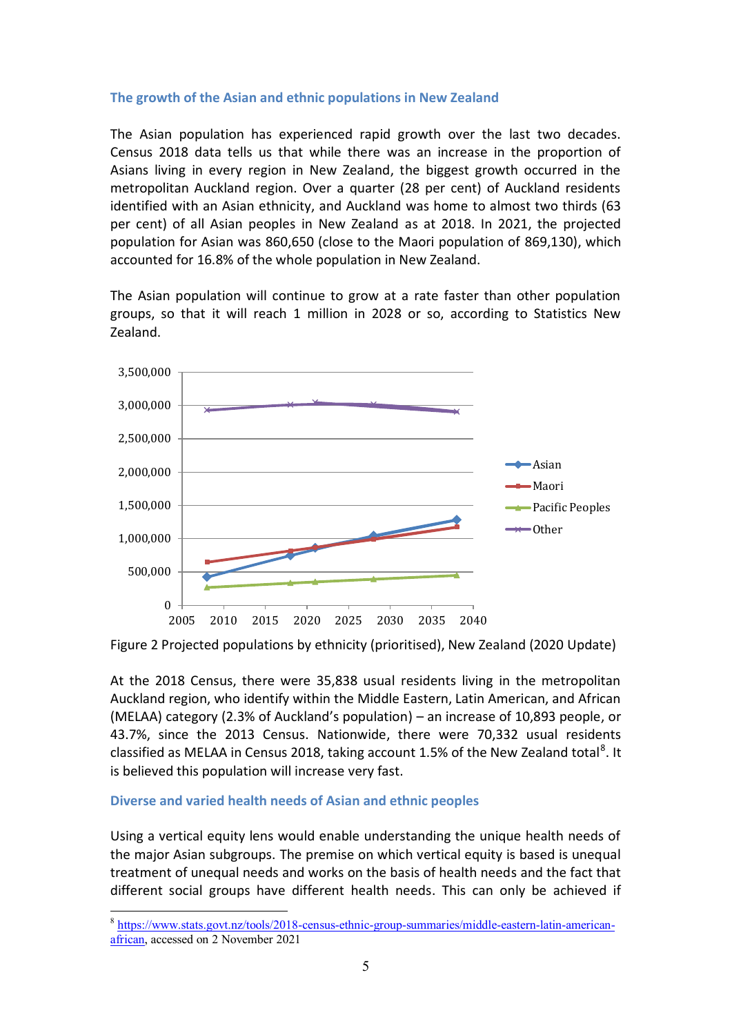## The growth of the Asian and ethnic populations in New Zealand

The Asian population has experienced rapid growth over the last two decades. Census 2018 data tells us that while there was an increase in the proportion of Asians living in every region in New Zealand, the biggest growth occurred in the metropolitan Auckland region. Over a quarter (28 per cent) of Auckland residents identified with an Asian ethnicity, and Auckland was home to almost two thirds (63 per cent) of all Asian peoples in New Zealand as at 2018. In 2021, the projected population for Asian was 860,650 (close to the Maori population of 869,130), which accounted for 16.8% of the whole population in New Zealand.

The Asian population will continue to grow at a rate faster than other population groups, so that it will reach 1 million in 2028 or so, according to Statistics New Zealand.

Figure 2 Projected populations by ethnicity (prioritised), New Zealand (2020 Update)

At the 2018 Census, there were 35,838 usual residents living in the metropolitan Auckland region, who identify within the Middle Eastern, Latin American, and African (MELAA) category (2.3% of Auckland's population) – an increase of 10,893 people, or 43.7%, since the 2013 Census. Nationwide, there were 70,332 usual residents classified as MELAA in Census 2018, taking account 1.5% of the New Zealand total[8]. It is believed this population will increase very fast.

## Diverse and varied health needs of Asian and ethnic peoples

Using a vertical equity lens would enable understanding the unique health needs of the major Asian subgroups. The premise on which vertical equity is based is unequal treatment of unequal needs and works on the basis of health needs and the fact that different social groups have different health needs. This can only be achieved if

[8] https://www.stats.govt.nz/tools/2018-census-ethnic-group-summaries/middle-eastern-latin-american-african, accessed on 2 November 2021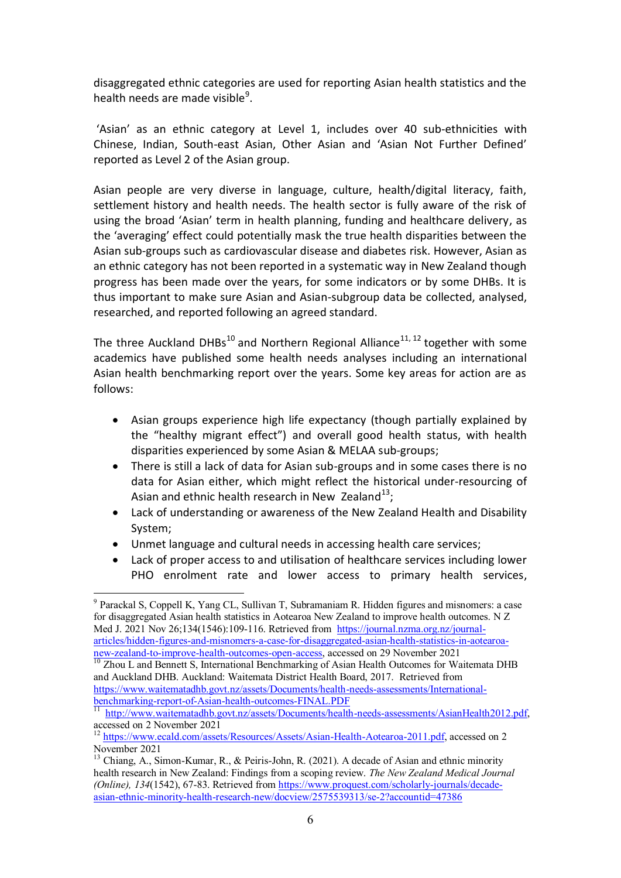disaggregated ethnic categories are used for reporting Asian health statistics and the health needs are made visible[9].

'Asian' as an ethnic category at Level 1, includes over 40 sub-ethnicities with Chinese, Indian, South-east Asian, Other Asian and 'Asian Not Further Defined' reported as Level 2 of the Asian group.

Asian people are very diverse in language, culture, health/digital literacy, faith, settlement history and health needs. The health sector is fully aware of the risk of using the broad 'Asian' term in health planning, funding and healthcare delivery, as the 'averaging' effect could potentially mask the true health disparities between the Asian sub-groups such as cardiovascular disease and diabetes risk. However, Asian as an ethnic category has not been reported in a systematic way in New Zealand though progress has been made over the years, for some indicators or by some DHBs. It is thus important to make sure Asian and Asian-subgroup data be collected, analysed, researched, and reported following an agreed standard.

The three Auckland DHBs[10] and Northern Regional Alliance[11, 12] together with some academics have published some health needs analyses including an international Asian health benchmarking report over the years. Some key areas for action are as follows:

- Asian groups experience high life expectancy (though partially explained by the "healthy migrant effect") and overall good health status, with health disparities experienced by some Asian & MELAA sub-groups;
- There is still a lack of data for Asian sub-groups and in some cases there is no data for Asian either, which might reflect the historical under-resourcing of Asian and ethnic health research in New Zealand[13];
- Lack of understanding or awareness of the New Zealand Health and Disability System;
- Unmet language and cultural needs in accessing health care services;
- Lack of proper access to and utilisation of healthcare services including lower PHO enrolment rate and lower access to primary health services,

---

[9] Parackal S, Coppell K, Yang CL, Sullivan T, Subramaniam R. Hidden figures and misnomers: a case for disaggregated Asian health statistics in Aotearoa New Zealand to improve health outcomes. N Z Med J. 2021 Nov 26;134(1546):109-116. Retrieved from https://journal.nzma.org.nz/journal-articles/hidden-figures-and-misnomers-a-case-for-disaggregated-asian-health-statistics-in-aotearoa-new-zealand-to-improve-health-outcomes-open-access, accessed on 29 November 2021

[10] Zhou L and Bennett S, International Benchmarking of Asian Health Outcomes for Waitemata DHB and Auckland DHB. Auckland: Waitemata District Health Board, 2017. Retrieved from https://www.waitematadhb.govt.nz/assets/Documents/health-needs-assessments/International-benchmarking-report-of-Asian-health-outcomes-FINAL.PDF

[11] http://www.waitematadhb.govt.nz/assets/Documents/health-needs-assessments/AsianHealth2012.pdf, accessed on 2 November 2021

[12] https://www.ecald.com/assets/Resources/Assets/Asian-Health-Aotearoa-2011.pdf, accessed on 2 November 2021

[13] Chiang, A., Simon-Kumar, R., & Peiris-John, R. (2021). A decade of Asian and ethnic minority health research in New Zealand: Findings from a scoping review. *The New Zealand Medical Journal (Online), 134*(1542), 67-83. Retrieved from https://www.proquest.com/scholarly-journals/decade-asian-ethnic-minority-health-research-new/docview/2575539313/se-2?accountid=47386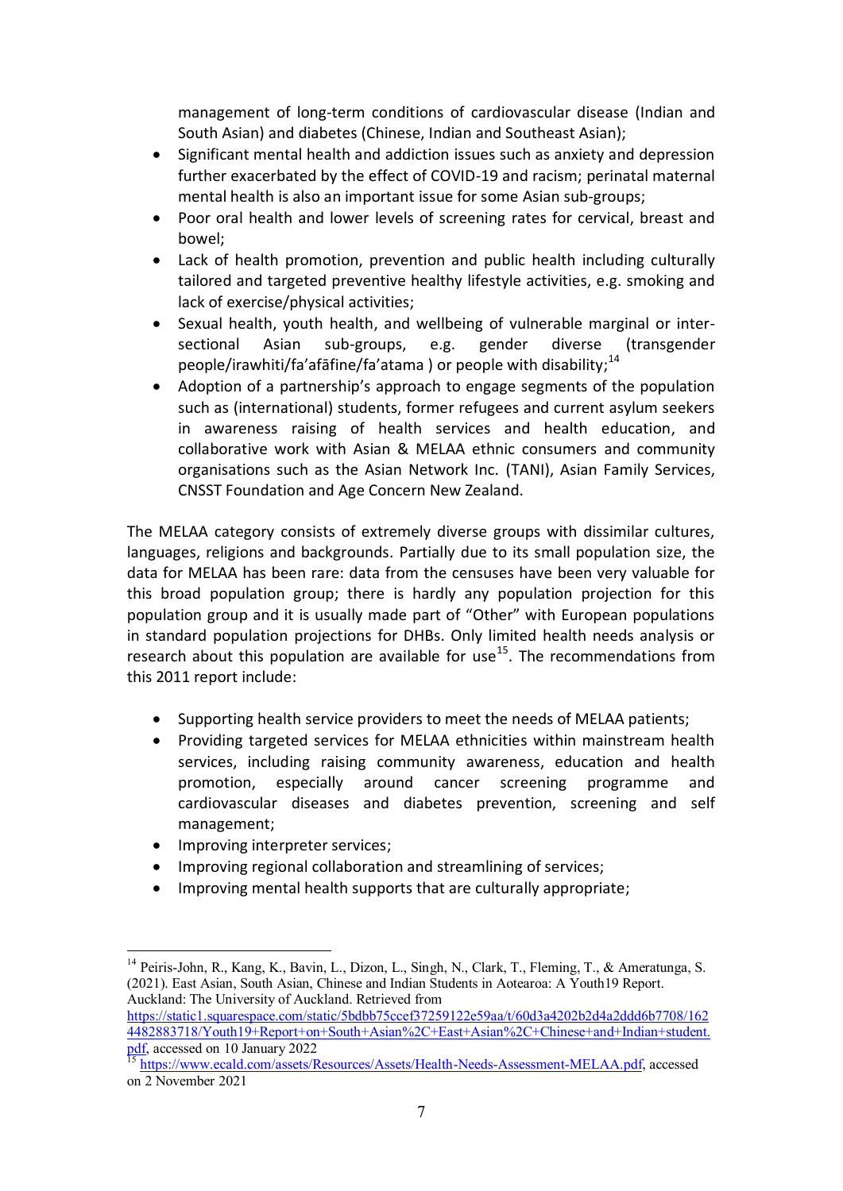management of long-term conditions of cardiovascular disease (Indian and South Asian) and diabetes (Chinese, Indian and Southeast Asian);

- Significant mental health and addiction issues such as anxiety and depression further exacerbated by the effect of COVID-19 and racism; perinatal maternal mental health is also an important issue for some Asian sub-groups;
- Poor oral health and lower levels of screening rates for cervical, breast and bowel;
- Lack of health promotion, prevention and public health including culturally tailored and targeted preventive healthy lifestyle activities, e.g. smoking and lack of exercise/physical activities;
- Sexual health, youth health, and wellbeing of vulnerable marginal or inter-sectional Asian sub-groups, e.g. gender diverse (transgender people/irawhiti/fa'afāfine/fa'atama ) or people with disability;[14]
- Adoption of a partnership's approach to engage segments of the population such as (international) students, former refugees and current asylum seekers in awareness raising of health services and health education, and collaborative work with Asian & MELAA ethnic consumers and community organisations such as the Asian Network Inc. (TANI), Asian Family Services, CNSST Foundation and Age Concern New Zealand.

The MELAA category consists of extremely diverse groups with dissimilar cultures, languages, religions and backgrounds. Partially due to its small population size, the data for MELAA has been rare: data from the censuses have been very valuable for this broad population group; there is hardly any population projection for this population group and it is usually made part of "Other" with European populations in standard population projections for DHBs. Only limited health needs analysis or research about this population are available for use[15]. The recommendations from this 2011 report include:

- Supporting health service providers to meet the needs of MELAA patients;
- Providing targeted services for MELAA ethnicities within mainstream health services, including raising community awareness, education and health promotion, especially around cancer screening programme and cardiovascular diseases and diabetes prevention, screening and self management;
- Improving interpreter services;
- Improving regional collaboration and streamlining of services;
- Improving mental health supports that are culturally appropriate;

---

[14] Peiris-John, R., Kang, K., Bavin, L., Dizon, L., Singh, N., Clark, T., Fleming, T., & Ameratunga, S. (2021). East Asian, South Asian, Chinese and Indian Students in Aotearoa: A Youth19 Report. Auckland: The University of Auckland. Retrieved from https://static1.squarespace.com/static/5bdbb75ccef37259122e59aa/t/60d3a4202b2d4a2ddd6b7708/1624482883718/Youth19+Report+on+South+Asian%2C+East+Asian%2C+Chinese+and+Indian+student.pdf, accessed on 10 January 2022

[15] https://www.ecald.com/assets/Resources/Assets/Health-Needs-Assessment-MELAA.pdf, accessed on 2 November 2021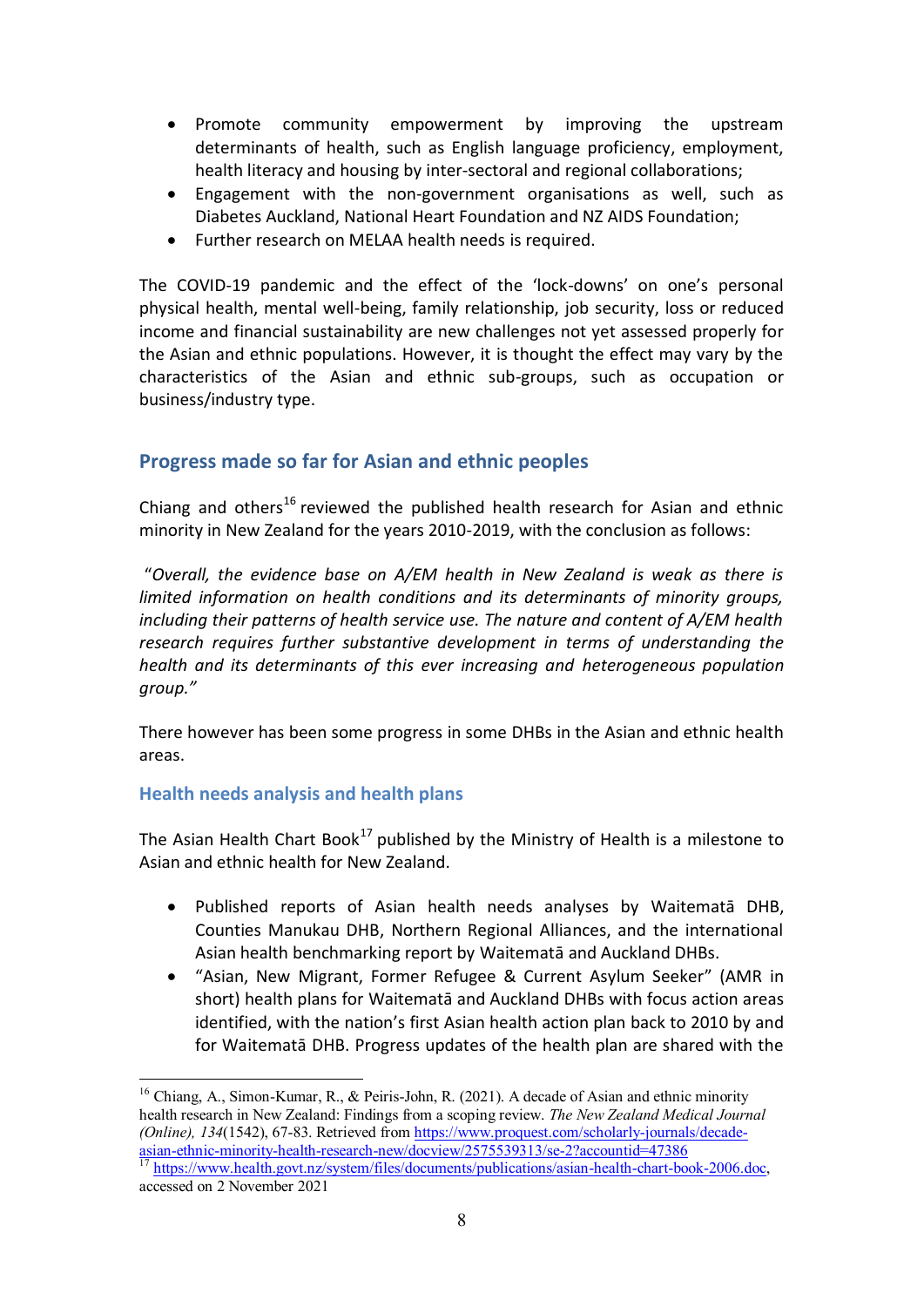- Promote community empowerment by improving the upstream determinants of health, such as English language proficiency, employment, health literacy and housing by inter-sectoral and regional collaborations;
- Engagement with the non-government organisations as well, such as Diabetes Auckland, National Heart Foundation and NZ AIDS Foundation;
- Further research on MELAA health needs is required.

The COVID-19 pandemic and the effect of the 'lock-downs' on one's personal physical health, mental well-being, family relationship, job security, loss or reduced income and financial sustainability are new challenges not yet assessed properly for the Asian and ethnic populations. However, it is thought the effect may vary by the characteristics of the Asian and ethnic sub-groups, such as occupation or business/industry type.

## Progress made so far for Asian and ethnic peoples

Chiang and others[16] reviewed the published health research for Asian and ethnic minority in New Zealand for the years 2010-2019, with the conclusion as follows:

"*Overall, the evidence base on A/EM health in New Zealand is weak as there is limited information on health conditions and its determinants of minority groups, including their patterns of health service use. The nature and content of A/EM health research requires further substantive development in terms of understanding the health and its determinants of this ever increasing and heterogeneous population group.*"

There however has been some progress in some DHBs in the Asian and ethnic health areas.

### Health needs analysis and health plans

The Asian Health Chart Book[17] published by the Ministry of Health is a milestone to Asian and ethnic health for New Zealand.

- Published reports of Asian health needs analyses by Waitematā DHB, Counties Manukau DHB, Northern Regional Alliances, and the international Asian health benchmarking report by Waitematā and Auckland DHBs.
- "Asian, New Migrant, Former Refugee & Current Asylum Seeker" (AMR in short) health plans for Waitematā and Auckland DHBs with focus action areas identified, with the nation's first Asian health action plan back to 2010 by and for Waitematā DHB. Progress updates of the health plan are shared with the

---

[16] Chiang, A., Simon-Kumar, R., & Peiris-John, R. (2021). A decade of Asian and ethnic minority health research in New Zealand: Findings from a scoping review. *The New Zealand Medical Journal (Online), 134*(1542), 67-83. Retrieved from https://www.proquest.com/scholarly-journals/decade-asian-ethnic-minority-health-research-new/docview/2575539313/se-2?accountid=47386

[17] https://www.health.govt.nz/system/files/documents/publications/asian-health-chart-book-2006.doc, accessed on 2 November 2021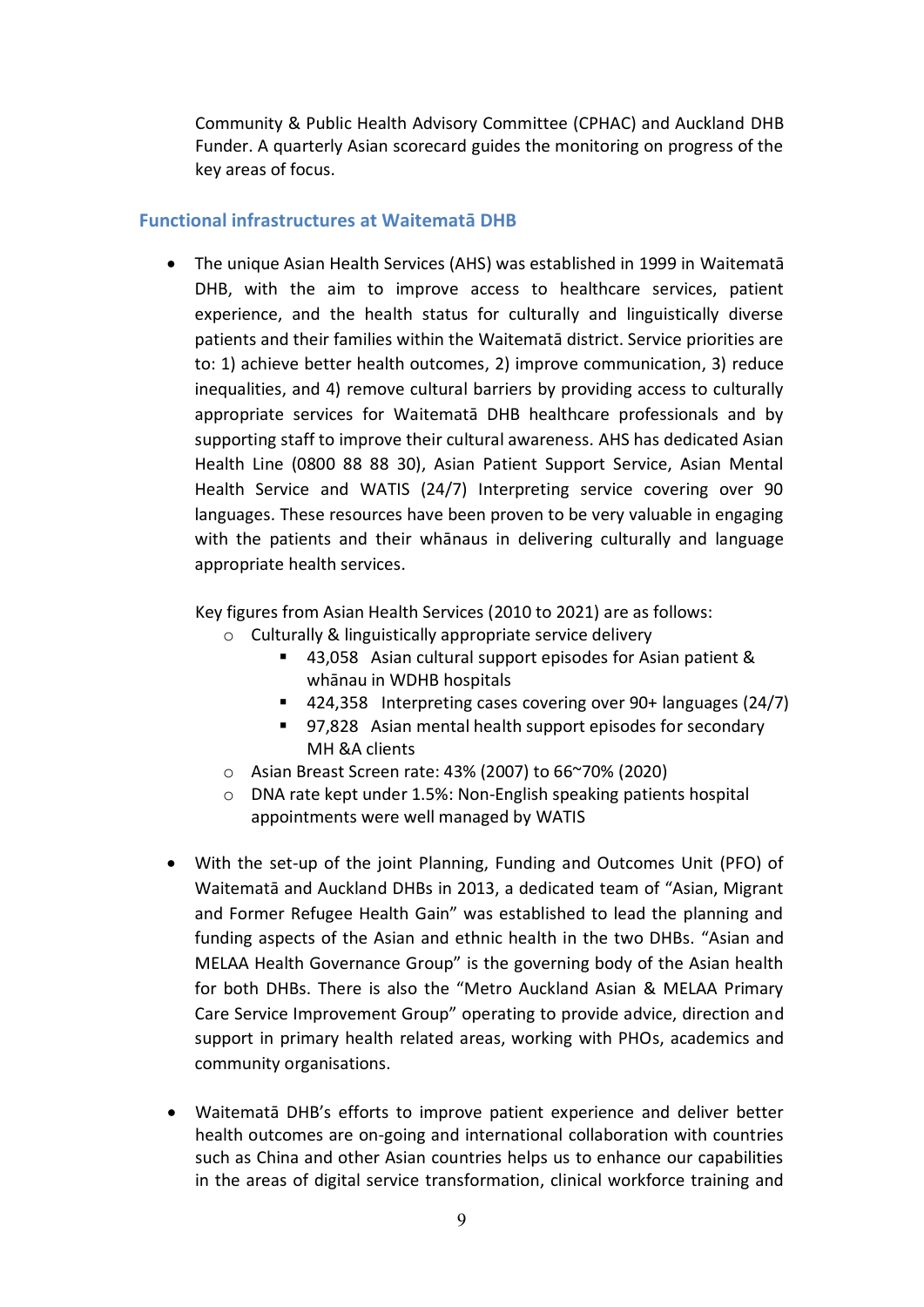Community & Public Health Advisory Committee (CPHAC) and Auckland DHB Funder. A quarterly Asian scorecard guides the monitoring on progress of the key areas of focus.

### Functional infrastructures at Waitematā DHB

- The unique Asian Health Services (AHS) was established in 1999 in Waitematā DHB, with the aim to improve access to healthcare services, patient experience, and the health status for culturally and linguistically diverse patients and their families within the Waitematā district. Service priorities are to: 1) achieve better health outcomes, 2) improve communication, 3) reduce inequalities, and 4) remove cultural barriers by providing access to culturally appropriate services for Waitematā DHB healthcare professionals and by supporting staff to improve their cultural awareness. AHS has dedicated Asian Health Line (0800 88 88 30), Asian Patient Support Service, Asian Mental Health Service and WATIS (24/7) Interpreting service covering over 90 languages. These resources have been proven to be very valuable in engaging with the patients and their whānaus in delivering culturally and language appropriate health services.

  Key figures from Asian Health Services (2010 to 2021) are as follows:

  - Culturally & linguistically appropriate service delivery
    - 43,058 Asian cultural support episodes for Asian patient & whānau in WDHB hospitals
    - 424,358 Interpreting cases covering over 90+ languages (24/7)
    - 97,828 Asian mental health support episodes for secondary MH &A clients
  - Asian Breast Screen rate: 43% (2007) to 66~70% (2020)
  - DNA rate kept under 1.5%: Non-English speaking patients hospital appointments were well managed by WATIS

- With the set-up of the joint Planning, Funding and Outcomes Unit (PFO) of Waitematā and Auckland DHBs in 2013, a dedicated team of "Asian, Migrant and Former Refugee Health Gain" was established to lead the planning and funding aspects of the Asian and ethnic health in the two DHBs. "Asian and MELAA Health Governance Group" is the governing body of the Asian health for both DHBs. There is also the "Metro Auckland Asian & MELAA Primary Care Service Improvement Group" operating to provide advice, direction and support in primary health related areas, working with PHOs, academics and community organisations.

- Waitematā DHB's efforts to improve patient experience and deliver better health outcomes are on-going and international collaboration with countries such as China and other Asian countries helps us to enhance our capabilities in the areas of digital service transformation, clinical workforce training and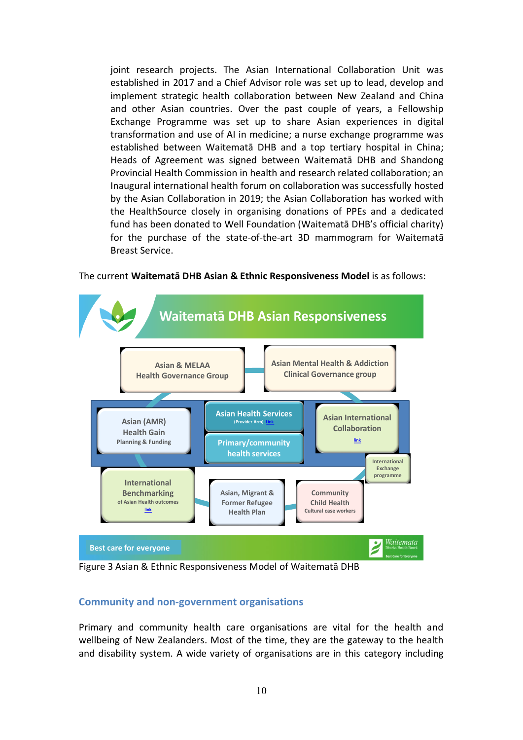joint research projects. The Asian International Collaboration Unit was established in 2017 and a Chief Advisor role was set up to lead, develop and implement strategic health collaboration between New Zealand and China and other Asian countries. Over the past couple of years, a Fellowship Exchange Programme was set up to share Asian experiences in digital transformation and use of AI in medicine; a nurse exchange programme was established between Waitematā DHB and a top tertiary hospital in China; Heads of Agreement was signed between Waitematā DHB and Shandong Provincial Health Commission in health and research related collaboration; an Inaugural international health forum on collaboration was successfully hosted by the Asian Collaboration in 2019; the Asian Collaboration has worked with the HealthSource closely in organising donations of PPEs and a dedicated fund has been donated to Well Foundation (Waitematā DHB's official charity) for the purchase of the state-of-the-art 3D mammogram for Waitematā Breast Service.

The current **Waitematā DHB Asian & Ethnic Responsiveness Model** is as follows:

**Waitematā DHB Asian Responsiveness**

- Asian & MELAA Health Governance Group
- Asian Mental Health & Addiction Clinical Governance group
- Asian (AMR) Health Gain Planning & Funding
- Asian Health Services (Provider Arm) Link
- Primary/community health services
- Asian International Collaboration link
- International Exchange programme
- International Benchmarking of Asian Health outcomes link
- Asian, Migrant & Former Refugee Health Plan
- Community Child Health Cultural case workers

Best care for everyone

Figure 3 Asian & Ethnic Responsiveness Model of Waitematā DHB

## Community and non-government organisations

Primary and community health care organisations are vital for the health and wellbeing of New Zealanders. Most of the time, they are the gateway to the health and disability system. A wide variety of organisations are in this category including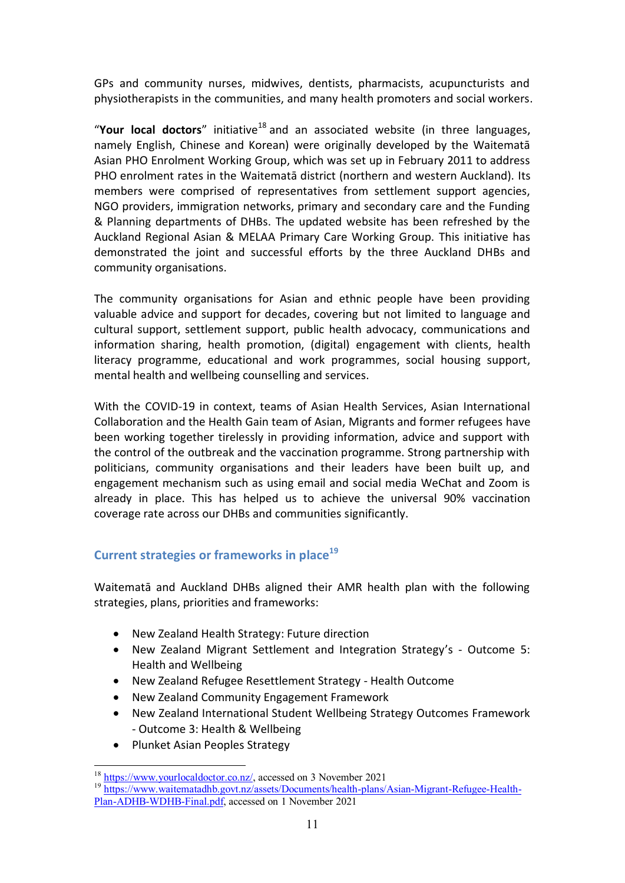GPs and community nurses, midwives, dentists, pharmacists, acupuncturists and physiotherapists in the communities, and many health promoters and social workers.

"**Your local doctors**" initiative[18] and an associated website (in three languages, namely English, Chinese and Korean) were originally developed by the Waitematā Asian PHO Enrolment Working Group, which was set up in February 2011 to address PHO enrolment rates in the Waitematā district (northern and western Auckland). Its members were comprised of representatives from settlement support agencies, NGO providers, immigration networks, primary and secondary care and the Funding & Planning departments of DHBs. The updated website has been refreshed by the Auckland Regional Asian & MELAA Primary Care Working Group. This initiative has demonstrated the joint and successful efforts by the three Auckland DHBs and community organisations.

The community organisations for Asian and ethnic people have been providing valuable advice and support for decades, covering but not limited to language and cultural support, settlement support, public health advocacy, communications and information sharing, health promotion, (digital) engagement with clients, health literacy programme, educational and work programmes, social housing support, mental health and wellbeing counselling and services.

With the COVID-19 in context, teams of Asian Health Services, Asian International Collaboration and the Health Gain team of Asian, Migrants and former refugees have been working together tirelessly in providing information, advice and support with the control of the outbreak and the vaccination programme. Strong partnership with politicians, community organisations and their leaders have been built up, and engagement mechanism such as using email and social media WeChat and Zoom is already in place. This has helped us to achieve the universal 90% vaccination coverage rate across our DHBs and communities significantly.

## Current strategies or frameworks in place[19]

Waitematā and Auckland DHBs aligned their AMR health plan with the following strategies, plans, priorities and frameworks:

- New Zealand Health Strategy: Future direction
- New Zealand Migrant Settlement and Integration Strategy's - Outcome 5: Health and Wellbeing
- New Zealand Refugee Resettlement Strategy - Health Outcome
- New Zealand Community Engagement Framework
- New Zealand International Student Wellbeing Strategy Outcomes Framework - Outcome 3: Health & Wellbeing
- Plunket Asian Peoples Strategy

---

[18] https://www.yourlocaldoctor.co.nz/, accessed on 3 November 2021

[19] https://www.waitematadhb.govt.nz/assets/Documents/health-plans/Asian-Migrant-Refugee-Health-Plan-ADHB-WDHB-Final.pdf, accessed on 1 November 2021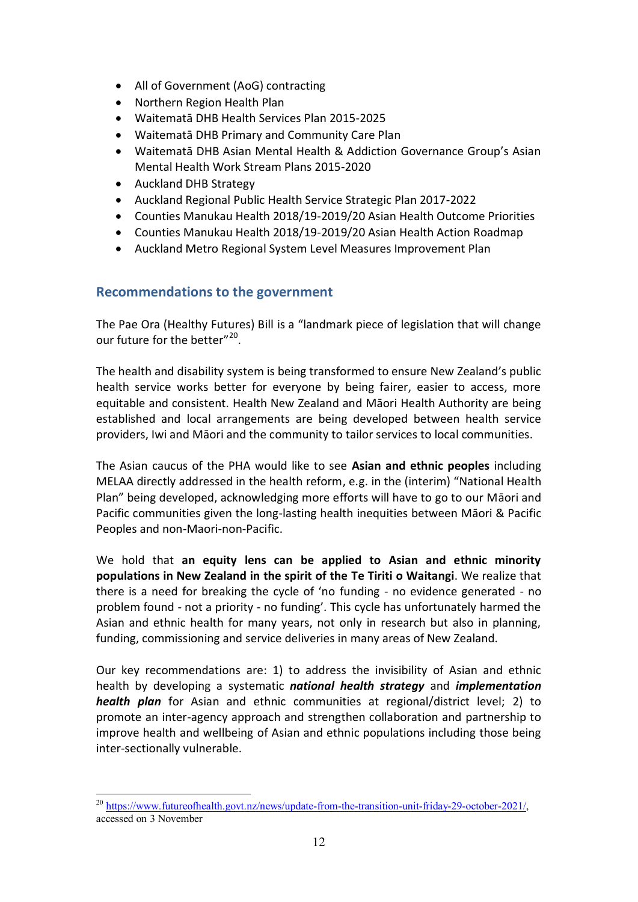- All of Government (AoG) contracting
- Northern Region Health Plan
- Waitematā DHB Health Services Plan 2015-2025
- Waitematā DHB Primary and Community Care Plan
- Waitematā DHB Asian Mental Health & Addiction Governance Group's Asian Mental Health Work Stream Plans 2015-2020
- Auckland DHB Strategy
- Auckland Regional Public Health Service Strategic Plan 2017-2022
- Counties Manukau Health 2018/19-2019/20 Asian Health Outcome Priorities
- Counties Manukau Health 2018/19-2019/20 Asian Health Action Roadmap
- Auckland Metro Regional System Level Measures Improvement Plan

## Recommendations to the government

The Pae Ora (Healthy Futures) Bill is a "landmark piece of legislation that will change our future for the better"[20].

The health and disability system is being transformed to ensure New Zealand's public health service works better for everyone by being fairer, easier to access, more equitable and consistent. Health New Zealand and Māori Health Authority are being established and local arrangements are being developed between health service providers, Iwi and Māori and the community to tailor services to local communities.

The Asian caucus of the PHA would like to see **Asian and ethnic peoples** including MELAA directly addressed in the health reform, e.g. in the (interim) "National Health Plan" being developed, acknowledging more efforts will have to go to our Māori and Pacific communities given the long-lasting health inequities between Māori & Pacific Peoples and non-Maori-non-Pacific.

We hold that **an equity lens can be applied to Asian and ethnic minority populations in New Zealand in the spirit of the Te Tiriti o Waitangi**. We realize that there is a need for breaking the cycle of 'no funding - no evidence generated - no problem found - not a priority - no funding'. This cycle has unfortunately harmed the Asian and ethnic health for many years, not only in research but also in planning, funding, commissioning and service deliveries in many areas of New Zealand.

Our key recommendations are: 1) to address the invisibility of Asian and ethnic health by developing a systematic ***national health strategy*** and ***implementation health plan*** for Asian and ethnic communities at regional/district level; 2) to promote an inter-agency approach and strengthen collaboration and partnership to improve health and wellbeing of Asian and ethnic populations including those being inter-sectionally vulnerable.

---

[20] https://www.futureofhealth.govt.nz/news/update-from-the-transition-unit-friday-29-october-2021/, accessed on 3 November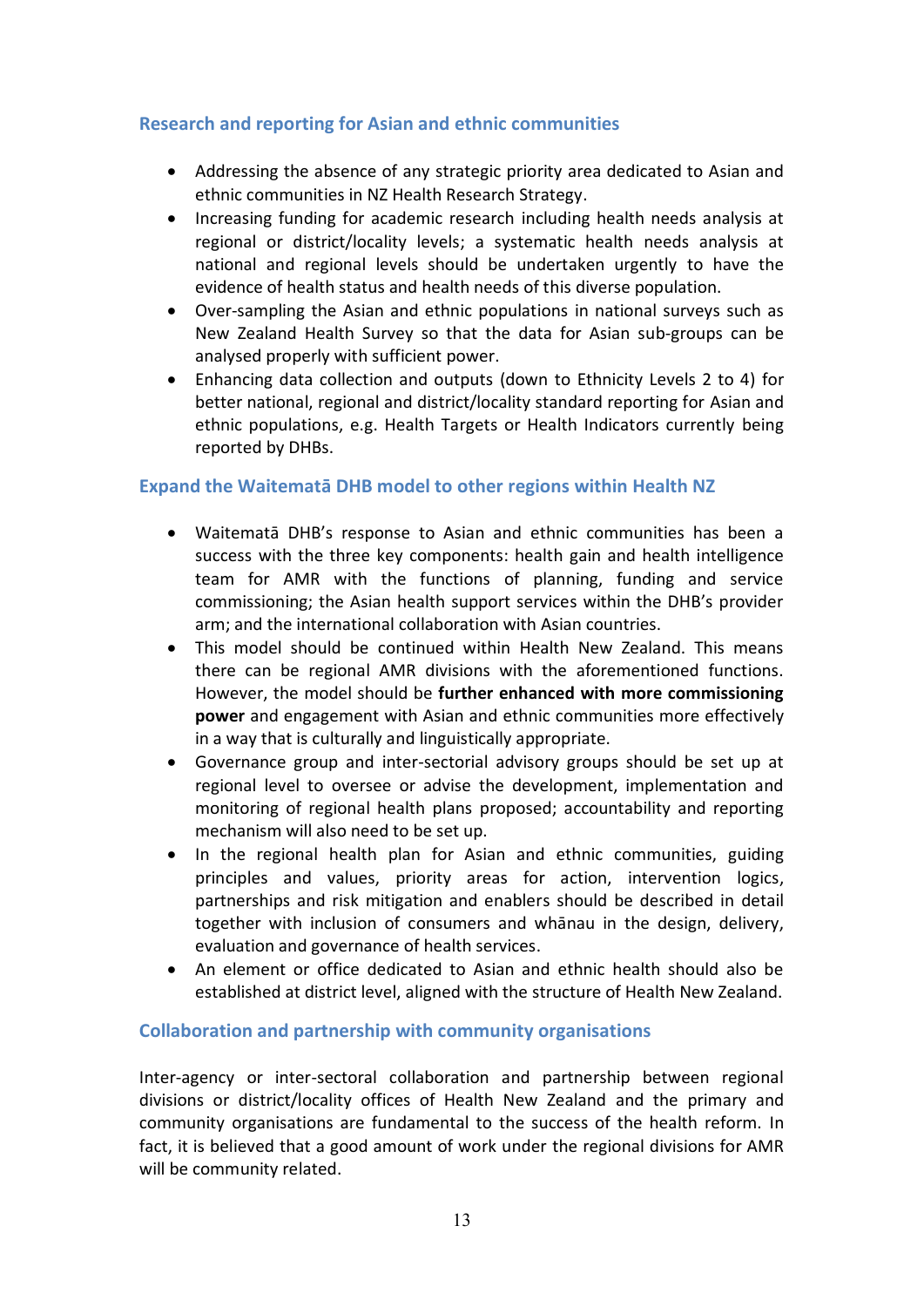## Research and reporting for Asian and ethnic communities

- Addressing the absence of any strategic priority area dedicated to Asian and ethnic communities in NZ Health Research Strategy.
- Increasing funding for academic research including health needs analysis at regional or district/locality levels; a systematic health needs analysis at national and regional levels should be undertaken urgently to have the evidence of health status and health needs of this diverse population.
- Over-sampling the Asian and ethnic populations in national surveys such as New Zealand Health Survey so that the data for Asian sub-groups can be analysed properly with sufficient power.
- Enhancing data collection and outputs (down to Ethnicity Levels 2 to 4) for better national, regional and district/locality standard reporting for Asian and ethnic populations, e.g. Health Targets or Health Indicators currently being reported by DHBs.

## Expand the Waitematā DHB model to other regions within Health NZ

- Waitematā DHB's response to Asian and ethnic communities has been a success with the three key components: health gain and health intelligence team for AMR with the functions of planning, funding and service commissioning; the Asian health support services within the DHB's provider arm; and the international collaboration with Asian countries.
- This model should be continued within Health New Zealand. This means there can be regional AMR divisions with the aforementioned functions. However, the model should be **further enhanced with more commissioning power** and engagement with Asian and ethnic communities more effectively in a way that is culturally and linguistically appropriate.
- Governance group and inter-sectorial advisory groups should be set up at regional level to oversee or advise the development, implementation and monitoring of regional health plans proposed; accountability and reporting mechanism will also need to be set up.
- In the regional health plan for Asian and ethnic communities, guiding principles and values, priority areas for action, intervention logics, partnerships and risk mitigation and enablers should be described in detail together with inclusion of consumers and whānau in the design, delivery, evaluation and governance of health services.
- An element or office dedicated to Asian and ethnic health should also be established at district level, aligned with the structure of Health New Zealand.

## Collaboration and partnership with community organisations

Inter-agency or inter-sectoral collaboration and partnership between regional divisions or district/locality offices of Health New Zealand and the primary and community organisations are fundamental to the success of the health reform. In fact, it is believed that a good amount of work under the regional divisions for AMR will be community related.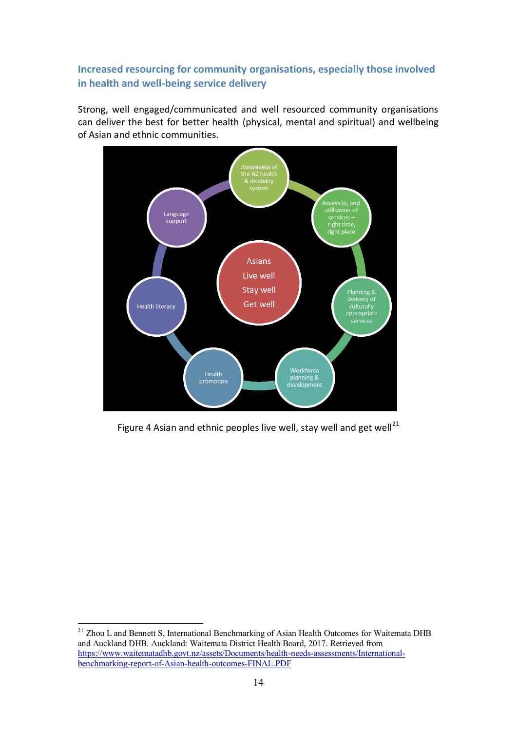## Increased resourcing for community organisations, especially those involved in health and well-being service delivery

Strong, well engaged/communicated and well resourced community organisations can deliver the best for better health (physical, mental and spiritual) and wellbeing of Asian and ethnic communities.

Asians
Live well
Stay well
Get well

Awareness of the NZ health & disability system

Access to, and utilisation of services – right time, right place

Planning & delivery of culturally appropriate services

Workforce planning & development

Health promotion

Health literacy

Language support

Figure 4 Asian and ethnic peoples live well, stay well and get well[21]

[21] Zhou L and Bennett S, International Benchmarking of Asian Health Outcomes for Waitemata DHB and Auckland DHB. Auckland: Waitemata District Health Board, 2017. Retrieved from https://www.waitematadhb.govt.nz/assets/Documents/health-needs-assessments/International-benchmarking-report-of-Asian-health-outcomes-FINAL.PDF